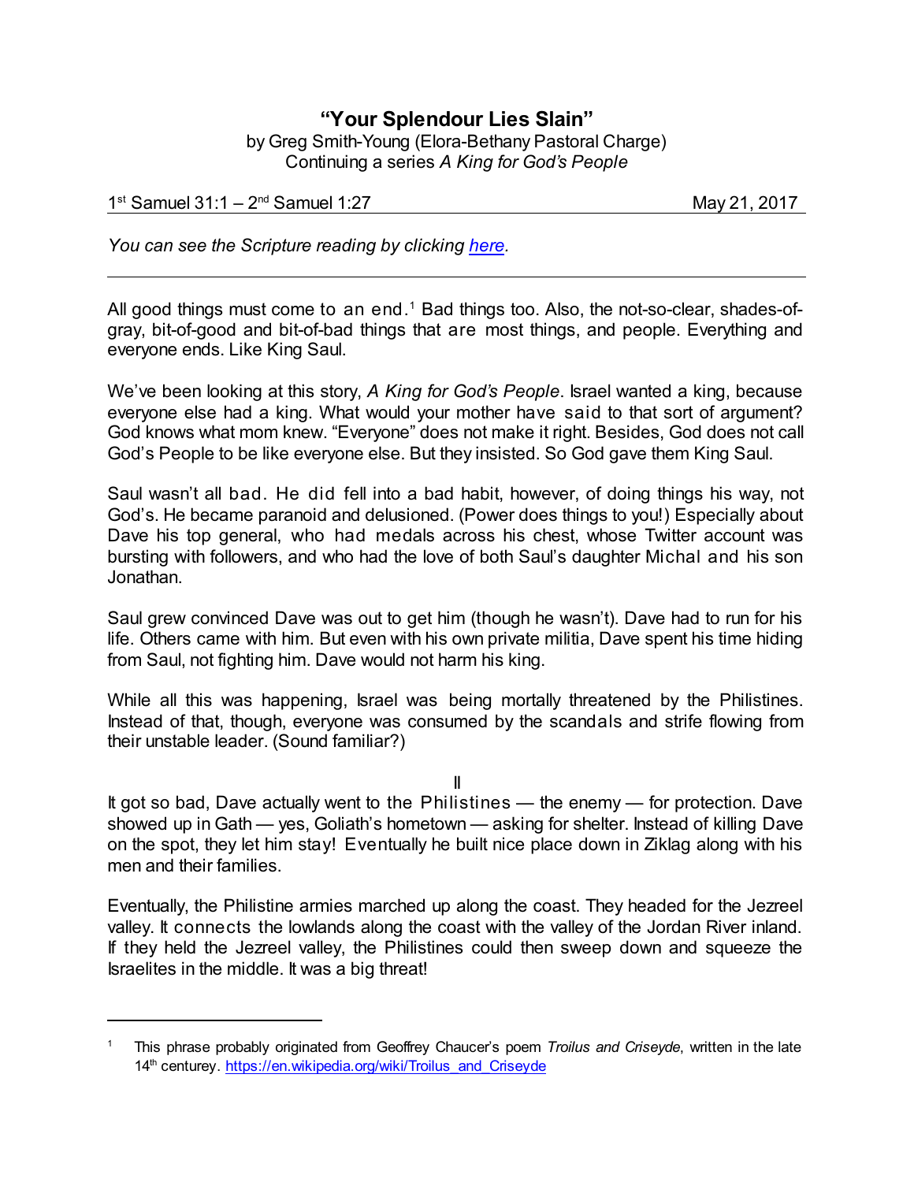# "Your Splendour Lies Slain"

by Greg Smith-Young (Elora-Bethany Pastoral Charge)
Continuing a series *A King for God's People*

1st Samuel 31:1 – 2nd Samuel 1:27 — May 21, 2017

*You can see the Scripture reading by clicking here.*

---

All good things must come to an end.[1] Bad things too. Also, the not-so-clear, shades-of-gray, bit-of-good and bit-of-bad things that are most things, and people. Everything and everyone ends. Like King Saul.

We've been looking at this story, *A King for God's People*. Israel wanted a king, because everyone else had a king. What would your mother have said to that sort of argument? God knows what mom knew. "Everyone" does not make it right. Besides, God does not call God's People to be like everyone else. But they insisted. So God gave them King Saul.

Saul wasn't all bad. He did fell into a bad habit, however, of doing things his way, not God's. He became paranoid and delusioned. (Power does things to you!) Especially about Dave his top general, who had medals across his chest, whose Twitter account was bursting with followers, and who had the love of both Saul's daughter Michal and his son Jonathan.

Saul grew convinced Dave was out to get him (though he wasn't). Dave had to run for his life. Others came with him. But even with his own private militia, Dave spent his time hiding from Saul, not fighting him. Dave would not harm his king.

While all this was happening, Israel was being mortally threatened by the Philistines. Instead of that, though, everyone was consumed by the scandals and strife flowing from their unstable leader. (Sound familiar?)

II

It got so bad, Dave actually went to the Philistines — the enemy — for protection. Dave showed up in Gath — yes, Goliath's hometown — asking for shelter. Instead of killing Dave on the spot, they let him stay! Eventually he built nice place down in Ziklag along with his men and their families.

Eventually, the Philistine armies marched up along the coast. They headed for the Jezreel valley. It connects the lowlands along the coast with the valley of the Jordan River inland. If they held the Jezreel valley, the Philistines could then sweep down and squeeze the Israelites in the middle. It was a big threat!

---

[1] This phrase probably originated from Geoffrey Chaucer's poem *Troilus and Criseyde*, written in the late 14th centurey. https://en.wikipedia.org/wiki/Troilus_and_Criseyde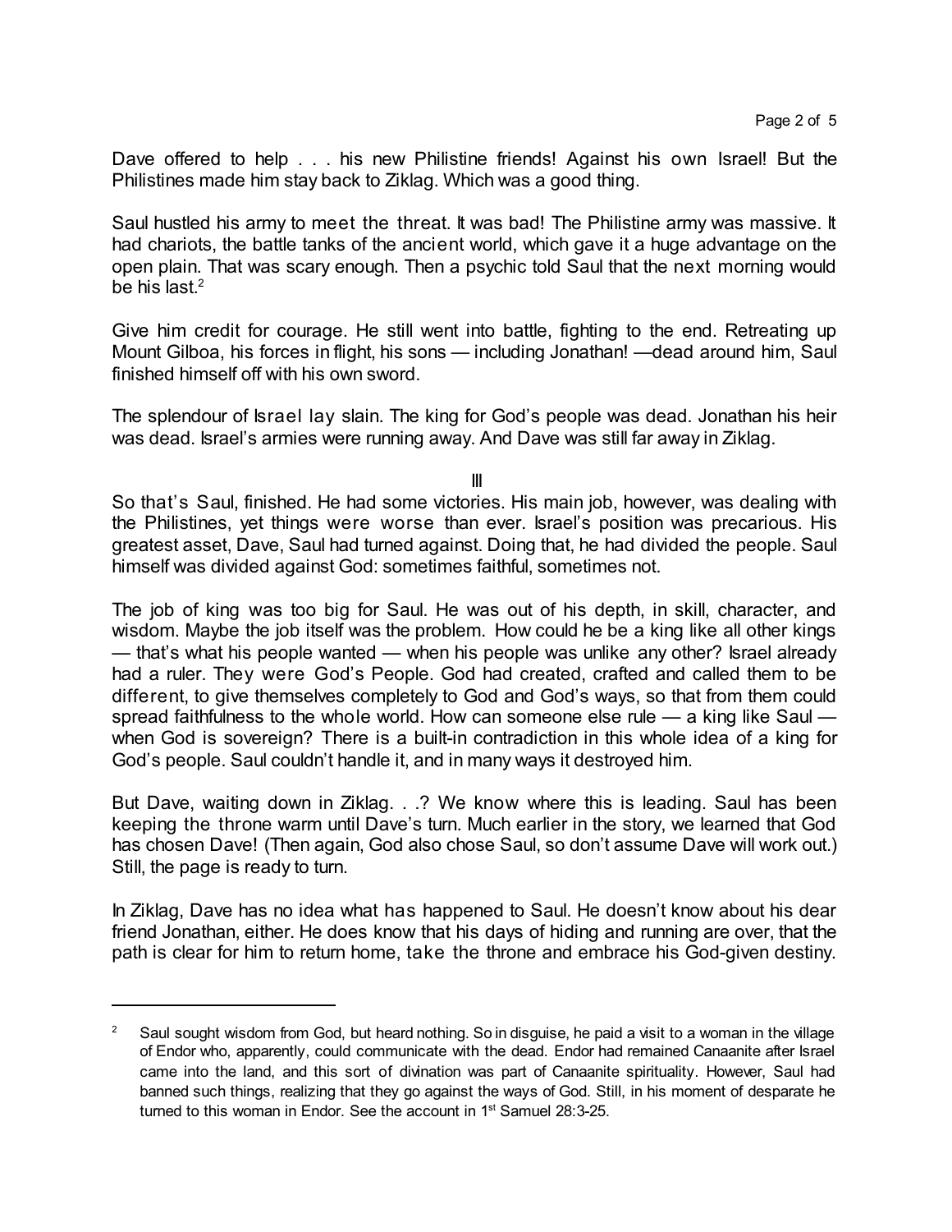Dave offered to help . . . his new Philistine friends! Against his own Israel! But the Philistines made him stay back to Ziklag. Which was a good thing.

Saul hustled his army to meet the threat. It was bad! The Philistine army was massive. It had chariots, the battle tanks of the ancient world, which gave it a huge advantage on the open plain. That was scary enough. Then a psychic told Saul that the next morning would be his last.[2]

Give him credit for courage. He still went into battle, fighting to the end. Retreating up Mount Gilboa, his forces in flight, his sons — including Jonathan! —dead around him, Saul finished himself off with his own sword.

The splendour of Israel lay slain. The king for God's people was dead. Jonathan his heir was dead. Israel's armies were running away. And Dave was still far away in Ziklag.

III

So that's Saul, finished. He had some victories. His main job, however, was dealing with the Philistines, yet things were worse than ever. Israel's position was precarious. His greatest asset, Dave, Saul had turned against. Doing that, he had divided the people. Saul himself was divided against God: sometimes faithful, sometimes not.

The job of king was too big for Saul. He was out of his depth, in skill, character, and wisdom. Maybe the job itself was the problem. How could he be a king like all other kings — that's what his people wanted — when his people was unlike any other? Israel already had a ruler. They were God's People. God had created, crafted and called them to be different, to give themselves completely to God and God's ways, so that from them could spread faithfulness to the whole world. How can someone else rule — a king like Saul — when God is sovereign? There is a built-in contradiction in this whole idea of a king for God's people. Saul couldn't handle it, and in many ways it destroyed him.

But Dave, waiting down in Ziklag. . .? We know where this is leading. Saul has been keeping the throne warm until Dave's turn. Much earlier in the story, we learned that God has chosen Dave! (Then again, God also chose Saul, so don't assume Dave will work out.) Still, the page is ready to turn.

In Ziklag, Dave has no idea what has happened to Saul. He doesn't know about his dear friend Jonathan, either. He does know that his days of hiding and running are over, that the path is clear for him to return home, take the throne and embrace his God-given destiny.

---

[2] Saul sought wisdom from God, but heard nothing. So in disguise, he paid a visit to a woman in the village of Endor who, apparently, could communicate with the dead. Endor had remained Canaanite after Israel came into the land, and this sort of divination was part of Canaanite spirituality. However, Saul had banned such things, realizing that they go against the ways of God. Still, in his moment of desparate he turned to this woman in Endor. See the account in 1st Samuel 28:3-25.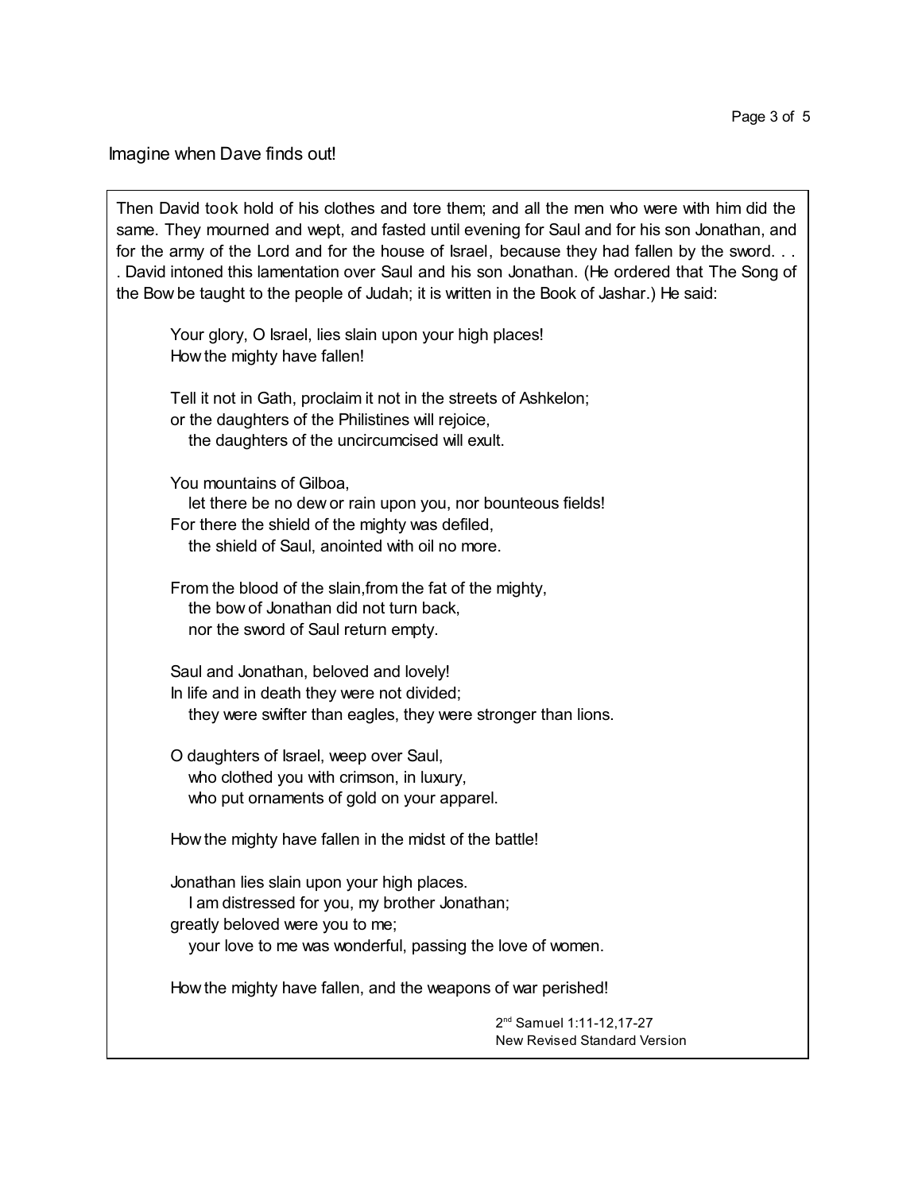Imagine when Dave finds out!

Then David took hold of his clothes and tore them; and all the men who were with him did the same. They mourned and wept, and fasted until evening for Saul and for his son Jonathan, and for the army of the Lord and for the house of Israel, because they had fallen by the sword. . . . David intoned this lamentation over Saul and his son Jonathan. (He ordered that The Song of the Bow be taught to the people of Judah; it is written in the Book of Jashar.) He said:

> Your glory, O Israel, lies slain upon your high places!
> How the mighty have fallen!
>
> Tell it not in Gath, proclaim it not in the streets of Ashkelon;
> or the daughters of the Philistines will rejoice,
>   the daughters of the uncircumcised will exult.
>
> You mountains of Gilboa,
>   let there be no dew or rain upon you, nor bounteous fields!
> For there the shield of the mighty was defiled,
>   the shield of Saul, anointed with oil no more.
>
> From the blood of the slain,from the fat of the mighty,
>   the bow of Jonathan did not turn back,
>   nor the sword of Saul return empty.
>
> Saul and Jonathan, beloved and lovely!
> In life and in death they were not divided;
>   they were swifter than eagles, they were stronger than lions.
>
> O daughters of Israel, weep over Saul,
>   who clothed you with crimson, in luxury,
>   who put ornaments of gold on your apparel.
>
> How the mighty have fallen in the midst of the battle!
>
> Jonathan lies slain upon your high places.
>   I am distressed for you, my brother Jonathan;
> greatly beloved were you to me;
>   your love to me was wonderful, passing the love of women.
>
> How the mighty have fallen, and the weapons of war perished!

2nd Samuel 1:11-12,17-27
New Revised Standard Version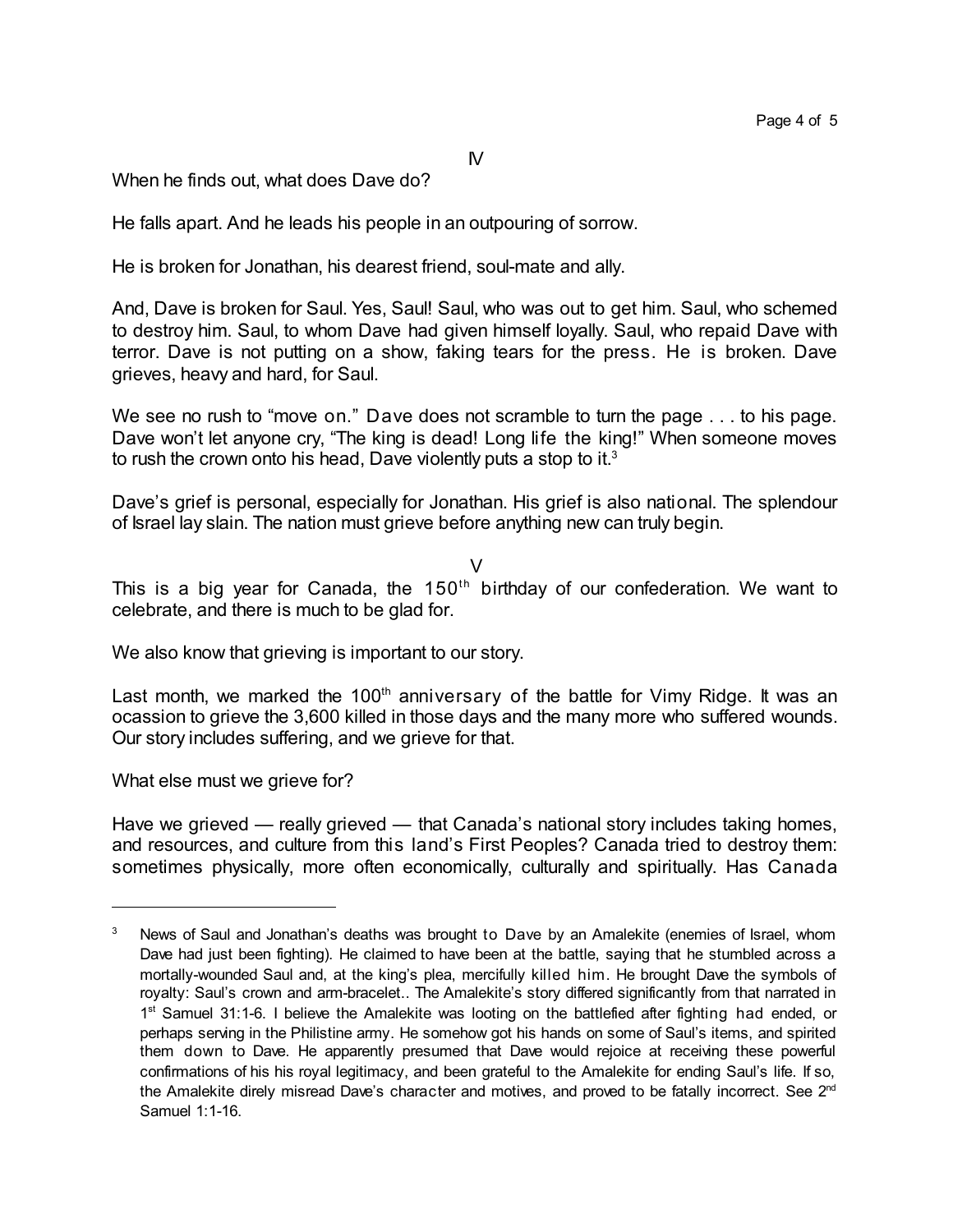IV

When he finds out, what does Dave do?

He falls apart. And he leads his people in an outpouring of sorrow.

He is broken for Jonathan, his dearest friend, soul-mate and ally.

And, Dave is broken for Saul. Yes, Saul! Saul, who was out to get him. Saul, who schemed to destroy him. Saul, to whom Dave had given himself loyally. Saul, who repaid Dave with terror. Dave is not putting on a show, faking tears for the press. He is broken. Dave grieves, heavy and hard, for Saul.

We see no rush to "move on." Dave does not scramble to turn the page . . . to his page. Dave won't let anyone cry, "The king is dead! Long life the king!" When someone moves to rush the crown onto his head, Dave violently puts a stop to it.[3]

Dave's grief is personal, especially for Jonathan. His grief is also national. The splendour of Israel lay slain. The nation must grieve before anything new can truly begin.

V

This is a big year for Canada, the 150th birthday of our confederation. We want to celebrate, and there is much to be glad for.

We also know that grieving is important to our story.

Last month, we marked the 100th anniversary of the battle for Vimy Ridge. It was an ocassion to grieve the 3,600 killed in those days and the many more who suffered wounds. Our story includes suffering, and we grieve for that.

What else must we grieve for?

Have we grieved — really grieved — that Canada's national story includes taking homes, and resources, and culture from this land's First Peoples? Canada tried to destroy them: sometimes physically, more often economically, culturally and spiritually. Has Canada

---

[3] News of Saul and Jonathan's deaths was brought to Dave by an Amalekite (enemies of Israel, whom Dave had just been fighting). He claimed to have been at the battle, saying that he stumbled across a mortally-wounded Saul and, at the king's plea, mercifully killed him. He brought Dave the symbols of royalty: Saul's crown and arm-bracelet.. The Amalekite's story differed significantly from that narrated in 1st Samuel 31:1-6. I believe the Amalekite was looting on the battlefied after fighting had ended, or perhaps serving in the Philistine army. He somehow got his hands on some of Saul's items, and spirited them down to Dave. He apparently presumed that Dave would rejoice at receiving these powerful confirmations of his his royal legitimacy, and been grateful to the Amalekite for ending Saul's life. If so, the Amalekite direly misread Dave's character and motives, and proved to be fatally incorrect. See 2nd Samuel 1:1-16.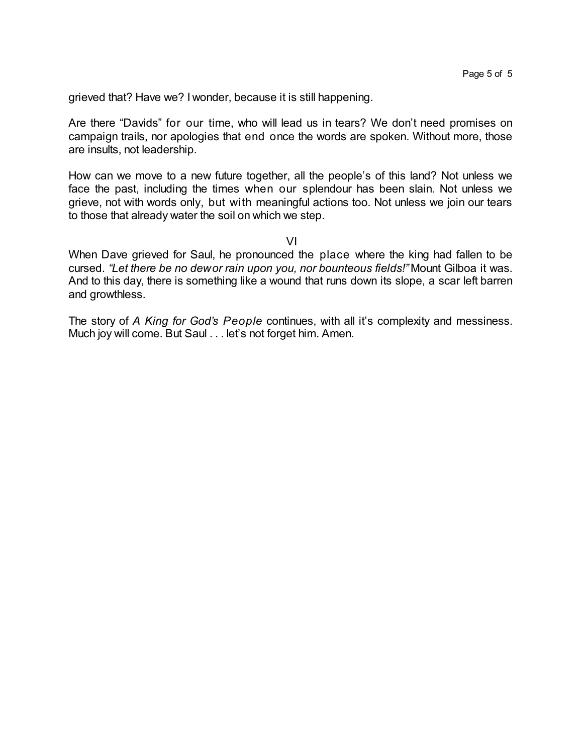grieved that? Have we? I wonder, because it is still happening.

Are there "Davids" for our time, who will lead us in tears? We don't need promises on campaign trails, nor apologies that end once the words are spoken. Without more, those are insults, not leadership.

How can we move to a new future together, all the people's of this land? Not unless we face the past, including the times when our splendour has been slain. Not unless we grieve, not with words only, but with meaningful actions too. Not unless we join our tears to those that already water the soil on which we step.

VI

When Dave grieved for Saul, he pronounced the place where the king had fallen to be cursed. *"Let there be no dew or rain upon you, nor bounteous fields!"* Mount Gilboa it was. And to this day, there is something like a wound that runs down its slope, a scar left barren and growthless.

The story of *A King for God's People* continues, with all it's complexity and messiness. Much joy will come. But Saul . . . let's not forget him. Amen.